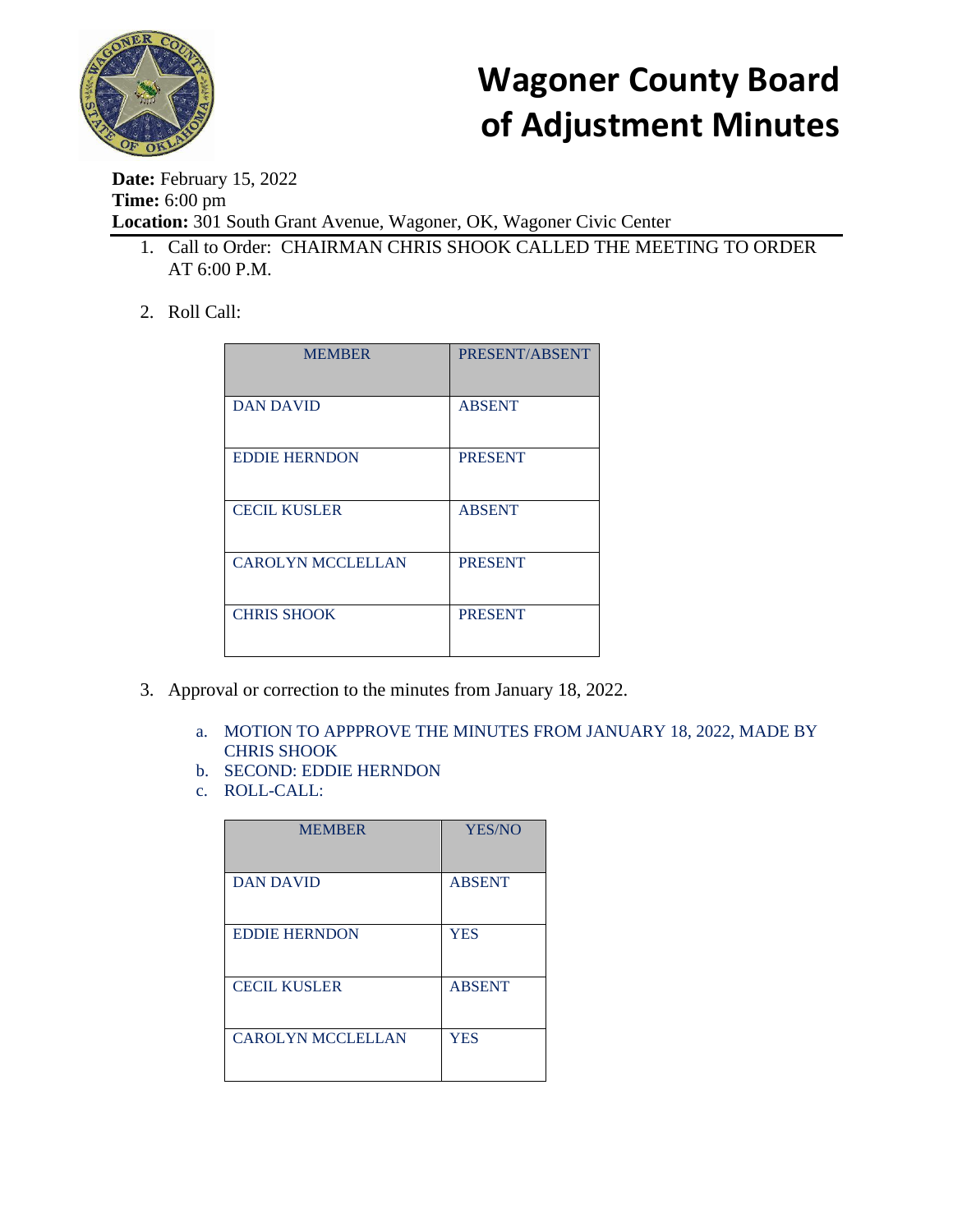# Wagoner County Board of Adjustment Minutes

**Date:** February 15, 2022
**Time:** 6:00 pm
**Location:** 301 South Grant Avenue, Wagoner, OK, Wagoner Civic Center

1. Call to Order: CHAIRMAN CHRIS SHOOK CALLED THE MEETING TO ORDER AT 6:00 P.M.

2. Roll Call:

| MEMBER | PRESENT/ABSENT |
|---|---|
| DAN DAVID | ABSENT |
| EDDIE HERNDON | PRESENT |
| CECIL KUSLER | ABSENT |
| CAROLYN MCCLELLAN | PRESENT |
| CHRIS SHOOK | PRESENT |

3. Approval or correction to the minutes from January 18, 2022.

   a. MOTION TO APPPROVE THE MINUTES FROM JANUARY 18, 2022, MADE BY CHRIS SHOOK
   b. SECOND: EDDIE HERNDON
   c. ROLL-CALL:

| MEMBER | YES/NO |
|---|---|
| DAN DAVID | ABSENT |
| EDDIE HERNDON | YES |
| CECIL KUSLER | ABSENT |
| CAROLYN MCCLELLAN | YES |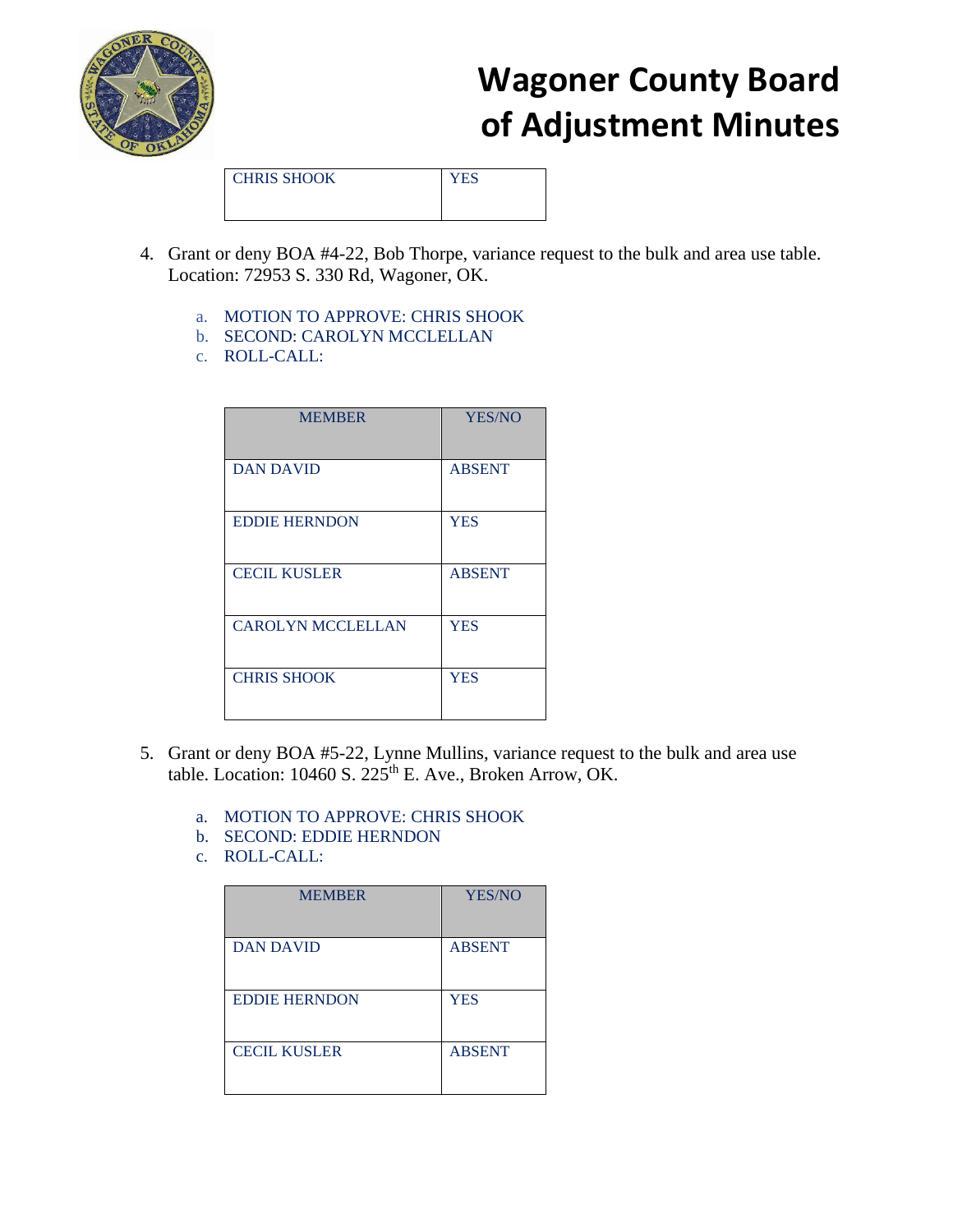| CHRIS SHOOK | YES |
|---|---|

4. Grant or deny BOA #4-22, Bob Thorpe, variance request to the bulk and area use table. Location: 72953 S. 330 Rd, Wagoner, OK.

    a. MOTION TO APPROVE: CHRIS SHOOK
    b. SECOND: CAROLYN MCCLELLAN
    c. ROLL-CALL:

| MEMBER | YES/NO |
|---|---|
| DAN DAVID | ABSENT |
| EDDIE HERNDON | YES |
| CECIL KUSLER | ABSENT |
| CAROLYN MCCLELLAN | YES |
| CHRIS SHOOK | YES |

5. Grant or deny BOA #5-22, Lynne Mullins, variance request to the bulk and area use table. Location: 10460 S. 225th E. Ave., Broken Arrow, OK.

    a. MOTION TO APPROVE: CHRIS SHOOK
    b. SECOND: EDDIE HERNDON
    c. ROLL-CALL:

| MEMBER | YES/NO |
|---|---|
| DAN DAVID | ABSENT |
| EDDIE HERNDON | YES |
| CECIL KUSLER | ABSENT |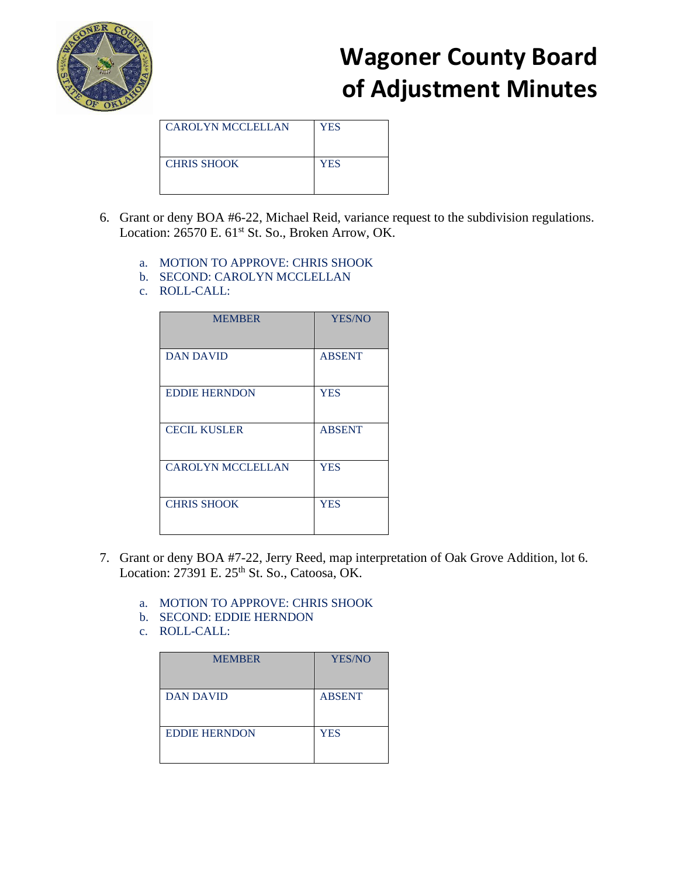| CAROLYN MCCLELLAN | YES |
| --- | --- |
| CHRIS SHOOK | YES |

6. Grant or deny BOA #6-22, Michael Reid, variance request to the subdivision regulations. Location: 26570 E. 61st St. So., Broken Arrow, OK.

   a. MOTION TO APPROVE: CHRIS SHOOK
   b. SECOND: CAROLYN MCCLELLAN
   c. ROLL-CALL:

| MEMBER | YES/NO |
| --- | --- |
| DAN DAVID | ABSENT |
| EDDIE HERNDON | YES |
| CECIL KUSLER | ABSENT |
| CAROLYN MCCLELLAN | YES |
| CHRIS SHOOK | YES |

7. Grant or deny BOA #7-22, Jerry Reed, map interpretation of Oak Grove Addition, lot 6. Location: 27391 E. 25th St. So., Catoosa, OK.

   a. MOTION TO APPROVE: CHRIS SHOOK
   b. SECOND: EDDIE HERNDON
   c. ROLL-CALL:

| MEMBER | YES/NO |
| --- | --- |
| DAN DAVID | ABSENT |
| EDDIE HERNDON | YES |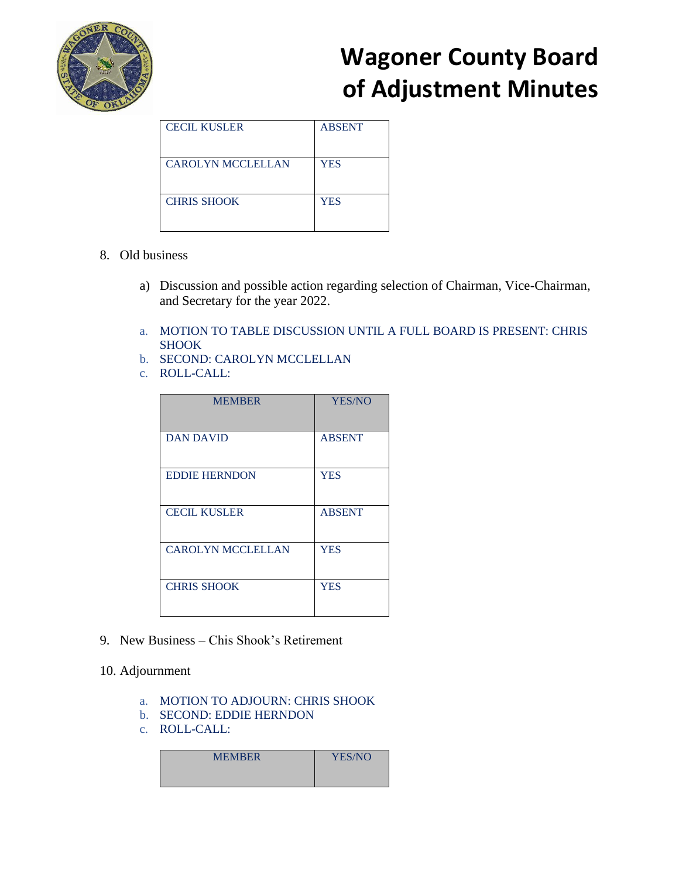# Wagoner County Board of Adjustment Minutes

| CECIL KUSLER | ABSENT |
|---|---|
| CAROLYN MCCLELLAN | YES |
| CHRIS SHOOK | YES |

8. Old business

   a) Discussion and possible action regarding selection of Chairman, Vice-Chairman, and Secretary for the year 2022.

   a. MOTION TO TABLE DISCUSSION UNTIL A FULL BOARD IS PRESENT: CHRIS SHOOK
   b. SECOND: CAROLYN MCCLELLAN
   c. ROLL-CALL:

| MEMBER | YES/NO |
|---|---|
| DAN DAVID | ABSENT |
| EDDIE HERNDON | YES |
| CECIL KUSLER | ABSENT |
| CAROLYN MCCLELLAN | YES |
| CHRIS SHOOK | YES |

9. New Business – Chis Shook's Retirement

10. Adjournment

   a. MOTION TO ADJOURN: CHRIS SHOOK
   b. SECOND: EDDIE HERNDON
   c. ROLL-CALL:

| MEMBER | YES/NO |
|---|---|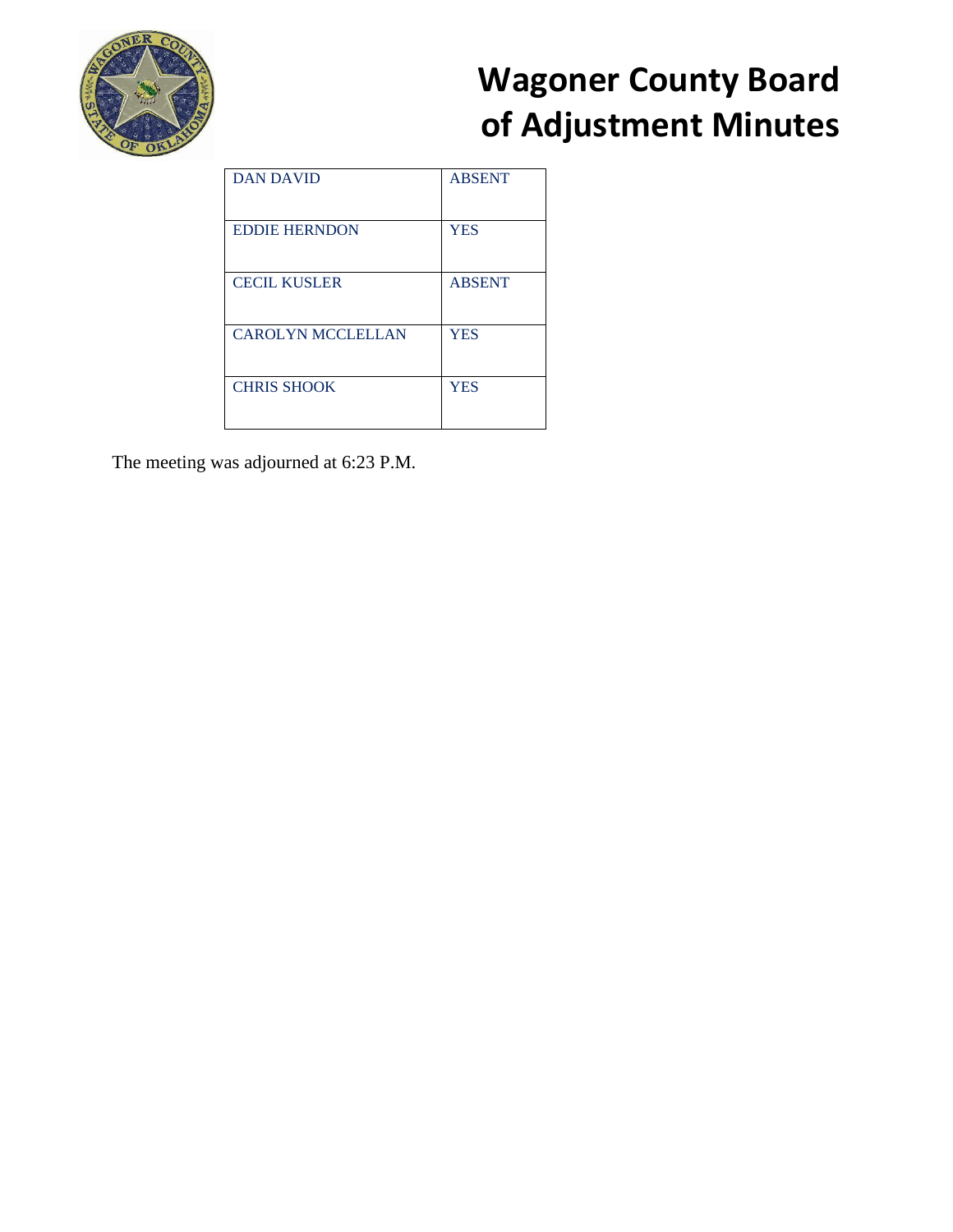# Wagoner County Board of Adjustment Minutes

| | |
|---|---|
| DAN DAVID | ABSENT |
| EDDIE HERNDON | YES |
| CECIL KUSLER | ABSENT |
| CAROLYN MCCLELLAN | YES |
| CHRIS SHOOK | YES |

The meeting was adjourned at 6:23 P.M.